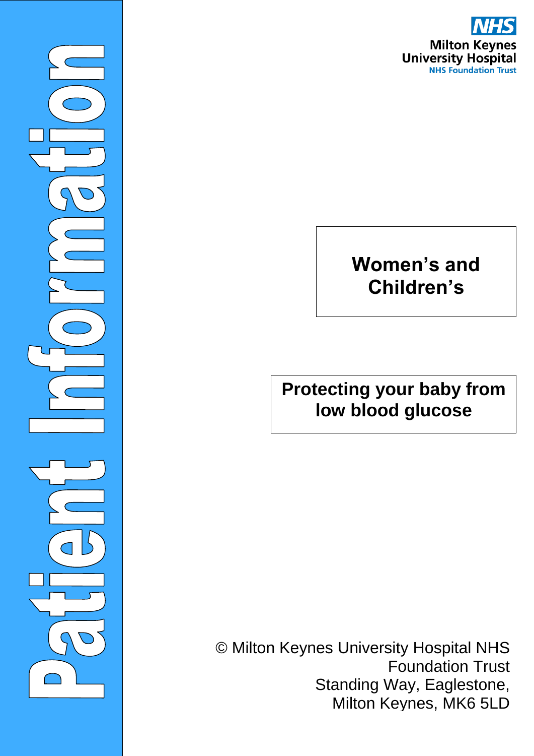Patient Information

NHS
Milton Keynes University Hospital
NHS Foundation Trust

**Women's and Children's**

# Protecting your baby from low blood glucose

© Milton Keynes University Hospital NHS Foundation Trust
Standing Way, Eaglestone,
Milton Keynes, MK6 5LD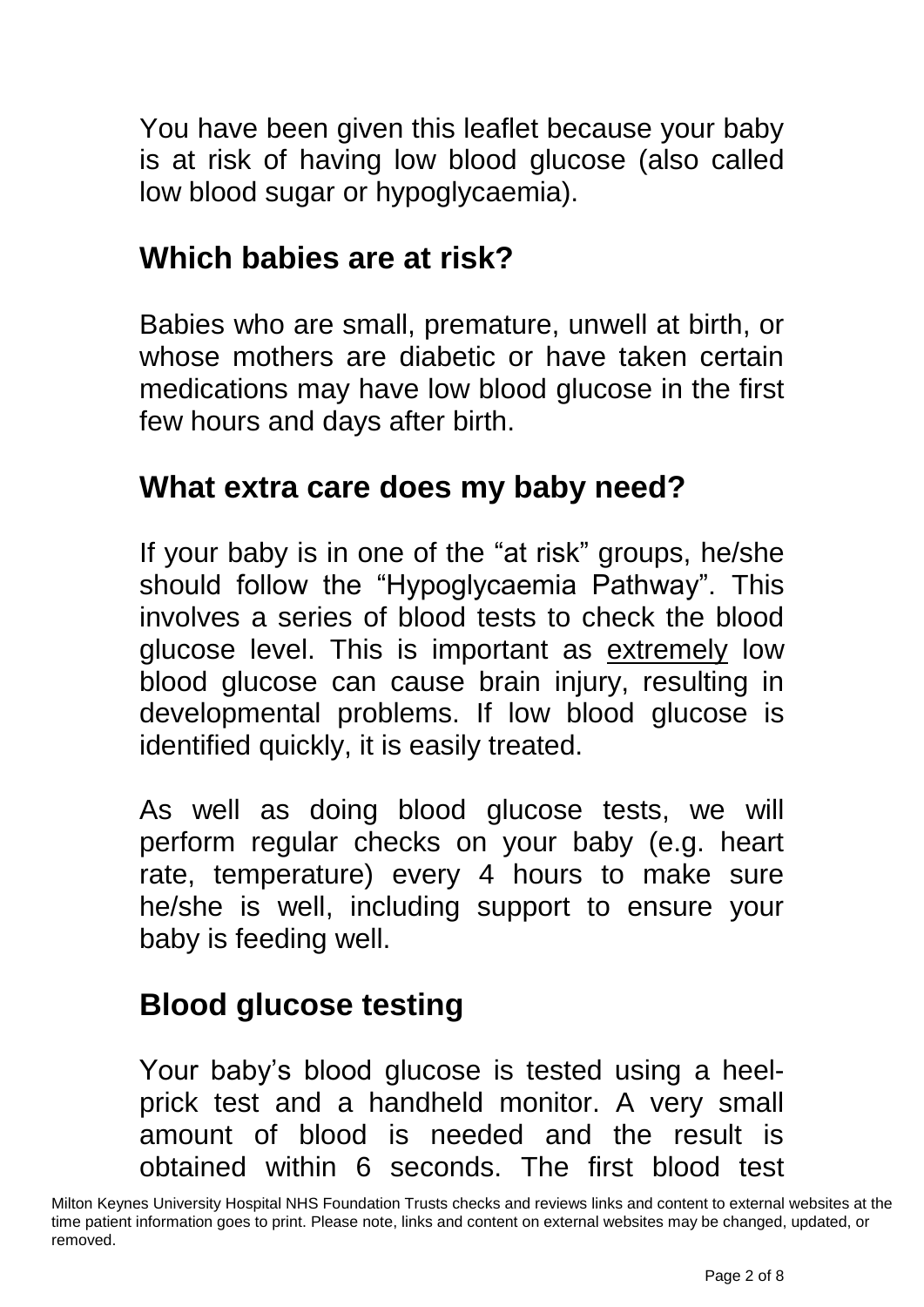You have been given this leaflet because your baby is at risk of having low blood glucose (also called low blood sugar or hypoglycaemia).

## Which babies are at risk?

Babies who are small, premature, unwell at birth, or whose mothers are diabetic or have taken certain medications may have low blood glucose in the first few hours and days after birth.

## What extra care does my baby need?

If your baby is in one of the "at risk" groups, he/she should follow the "Hypoglycaemia Pathway". This involves a series of blood tests to check the blood glucose level. This is important as <u>extremely</u> low blood glucose can cause brain injury, resulting in developmental problems. If low blood glucose is identified quickly, it is easily treated.

As well as doing blood glucose tests, we will perform regular checks on your baby (e.g. heart rate, temperature) every 4 hours to make sure he/she is well, including support to ensure your baby is feeding well.

## Blood glucose testing

Your baby's blood glucose is tested using a heel-prick test and a handheld monitor. A very small amount of blood is needed and the result is obtained within 6 seconds. The first blood test

Milton Keynes University Hospital NHS Foundation Trusts checks and reviews links and content to external websites at the time patient information goes to print. Please note, links and content on external websites may be changed, updated, or removed.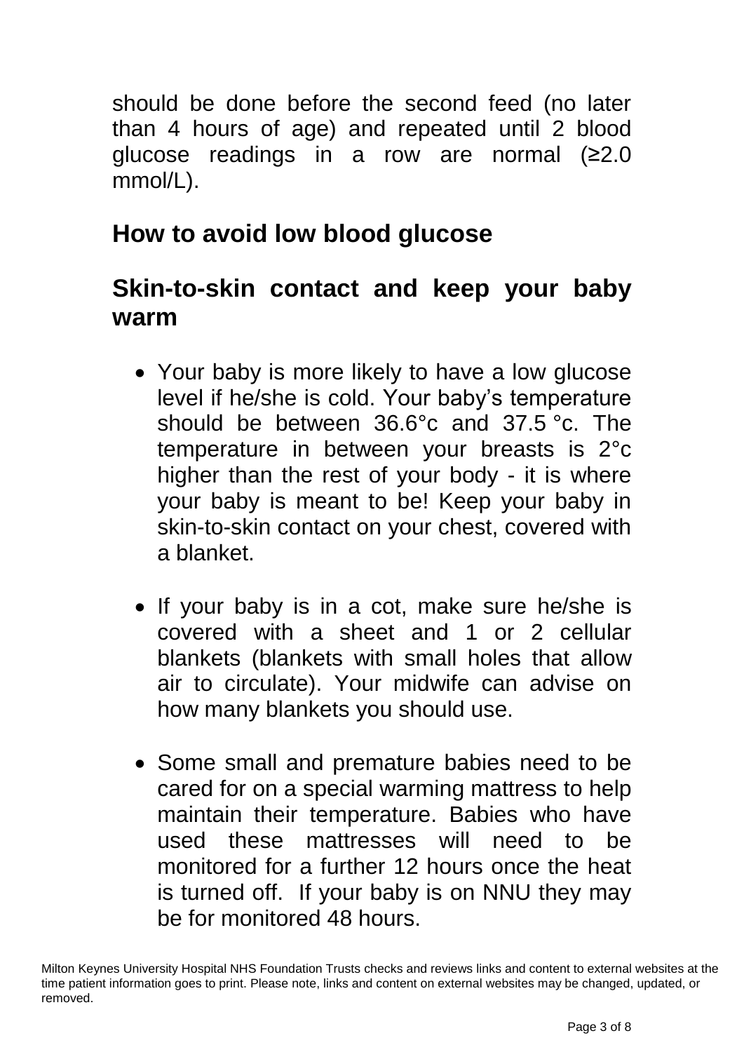should be done before the second feed (no later than 4 hours of age) and repeated until 2 blood glucose readings in a row are normal (≥2.0 mmol/L).

## How to avoid low blood glucose

## Skin-to-skin contact and keep your baby warm

- Your baby is more likely to have a low glucose level if he/she is cold. Your baby's temperature should be between 36.6°c and 37.5 °c. The temperature in between your breasts is 2°c higher than the rest of your body - it is where your baby is meant to be! Keep your baby in skin-to-skin contact on your chest, covered with a blanket.
- If your baby is in a cot, make sure he/she is covered with a sheet and 1 or 2 cellular blankets (blankets with small holes that allow air to circulate). Your midwife can advise on how many blankets you should use.
- Some small and premature babies need to be cared for on a special warming mattress to help maintain their temperature. Babies who have used these mattresses will need to be monitored for a further 12 hours once the heat is turned off. If your baby is on NNU they may be for monitored 48 hours.

Milton Keynes University Hospital NHS Foundation Trusts checks and reviews links and content to external websites at the time patient information goes to print. Please note, links and content on external websites may be changed, updated, or removed.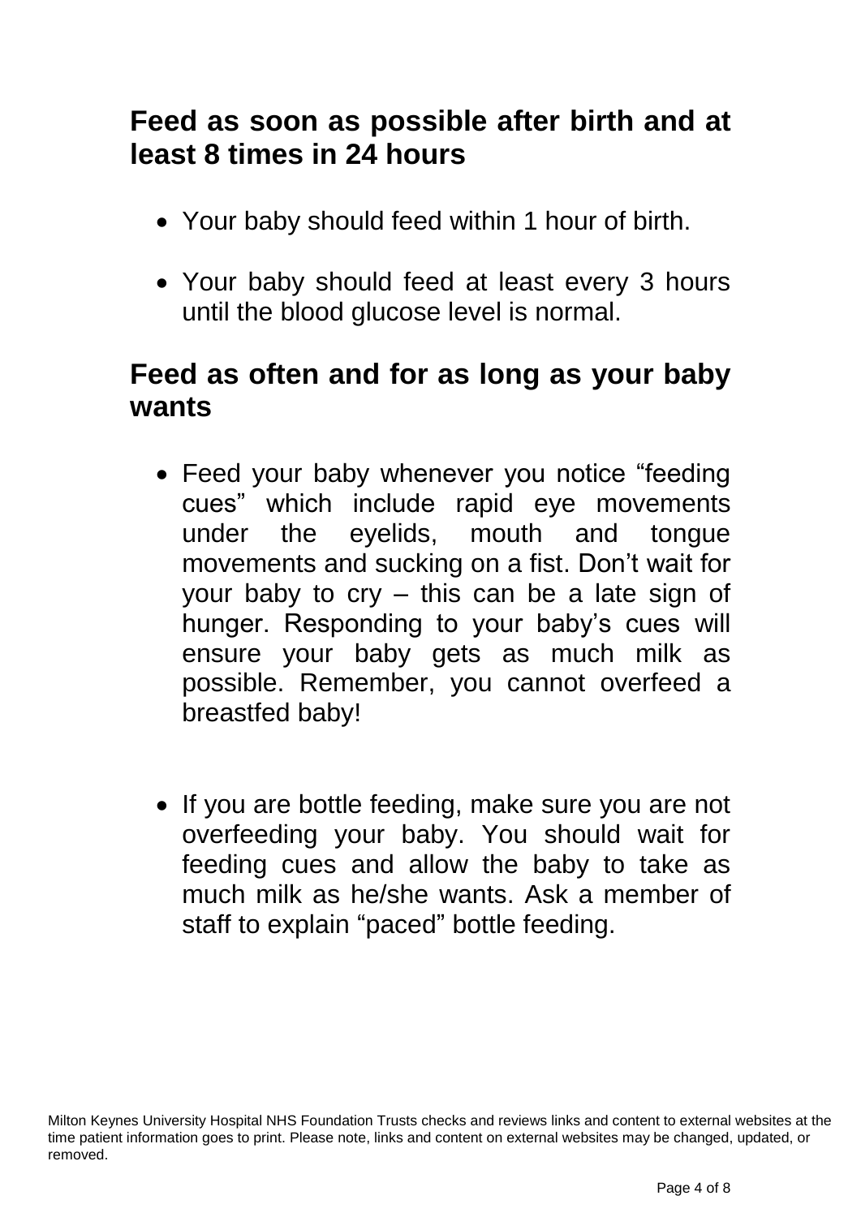## Feed as soon as possible after birth and at least 8 times in 24 hours

- Your baby should feed within 1 hour of birth.
- Your baby should feed at least every 3 hours until the blood glucose level is normal.

## Feed as often and for as long as your baby wants

- Feed your baby whenever you notice “feeding cues” which include rapid eye movements under the eyelids, mouth and tongue movements and sucking on a fist. Don’t wait for your baby to cry – this can be a late sign of hunger. Responding to your baby’s cues will ensure your baby gets as much milk as possible. Remember, you cannot overfeed a breastfed baby!
- If you are bottle feeding, make sure you are not overfeeding your baby. You should wait for feeding cues and allow the baby to take as much milk as he/she wants. Ask a member of staff to explain “paced” bottle feeding.

Milton Keynes University Hospital NHS Foundation Trusts checks and reviews links and content to external websites at the time patient information goes to print. Please note, links and content on external websites may be changed, updated, or removed.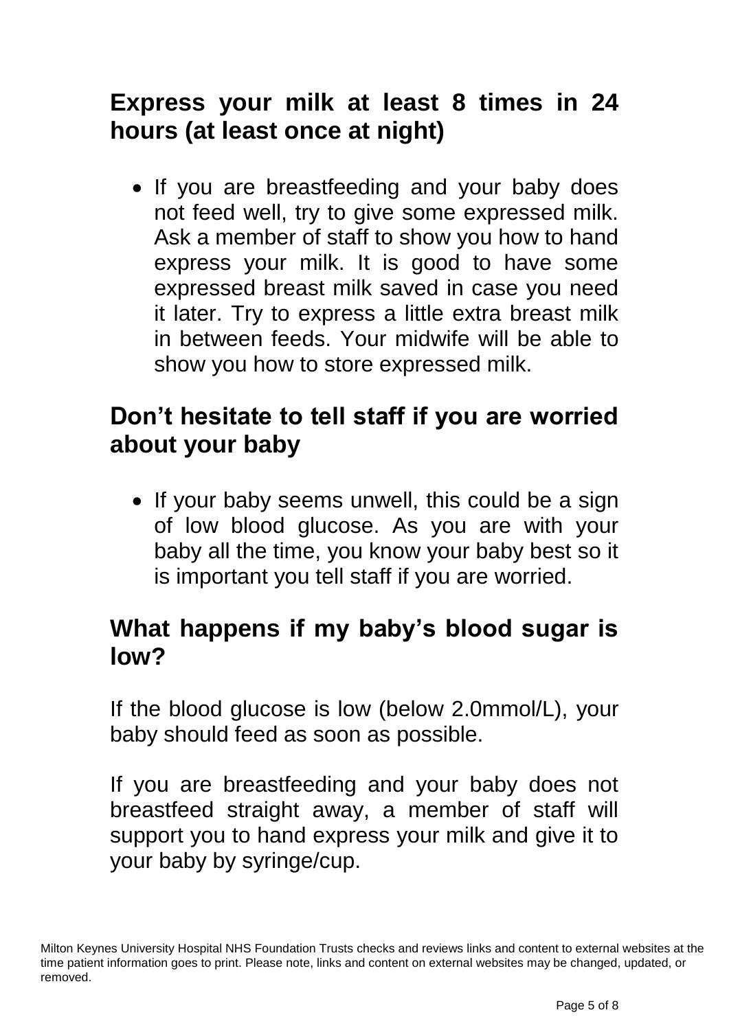## Express your milk at least 8 times in 24 hours (at least once at night)

- If you are breastfeeding and your baby does not feed well, try to give some expressed milk. Ask a member of staff to show you how to hand express your milk. It is good to have some expressed breast milk saved in case you need it later. Try to express a little extra breast milk in between feeds. Your midwife will be able to show you how to store expressed milk.

## Don't hesitate to tell staff if you are worried about your baby

- If your baby seems unwell, this could be a sign of low blood glucose. As you are with your baby all the time, you know your baby best so it is important you tell staff if you are worried.

## What happens if my baby's blood sugar is low?

If the blood glucose is low (below 2.0mmol/L), your baby should feed as soon as possible.

If you are breastfeeding and your baby does not breastfeed straight away, a member of staff will support you to hand express your milk and give it to your baby by syringe/cup.

Milton Keynes University Hospital NHS Foundation Trusts checks and reviews links and content to external websites at the time patient information goes to print. Please note, links and content on external websites may be changed, updated, or removed.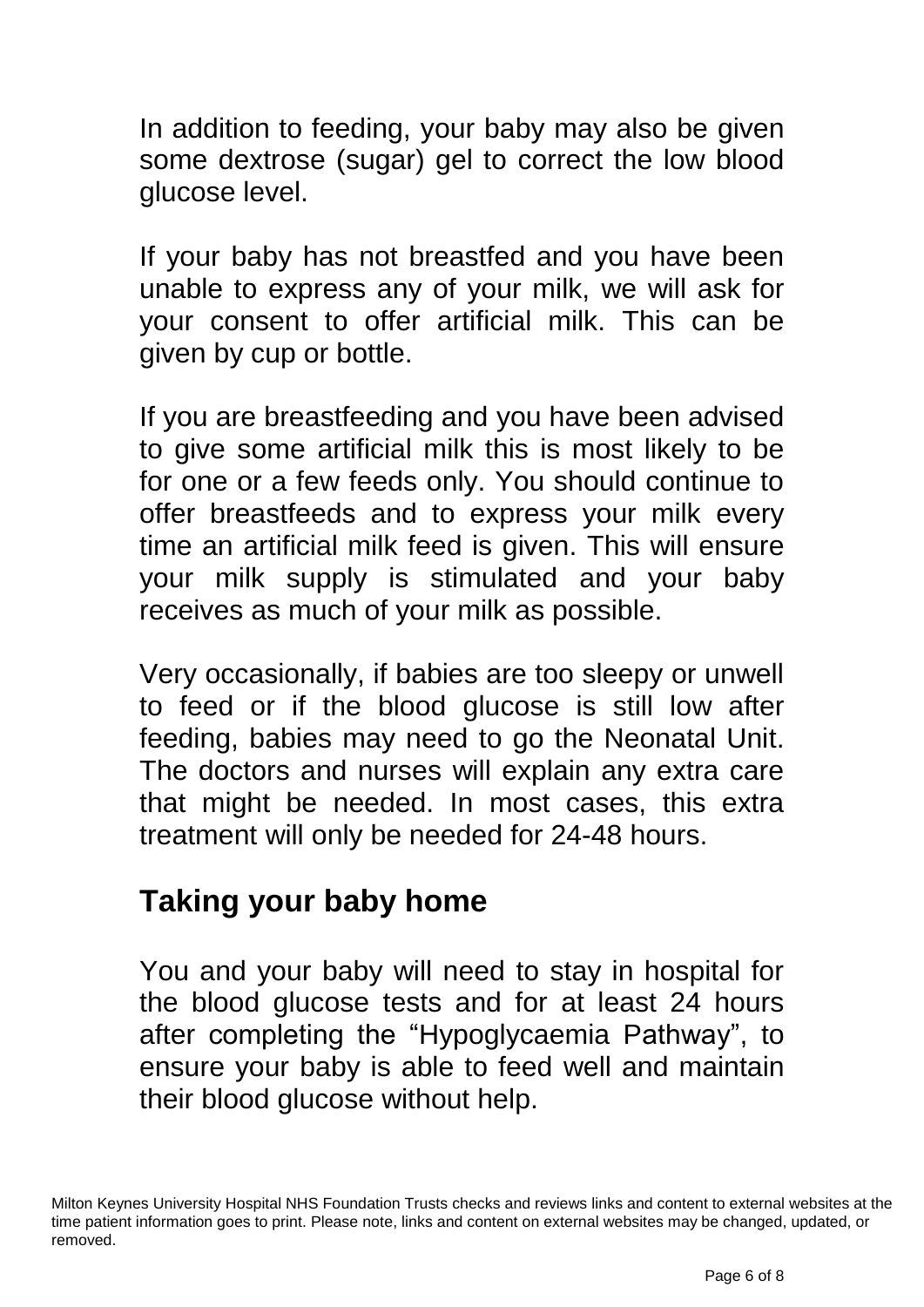In addition to feeding, your baby may also be given some dextrose (sugar) gel to correct the low blood glucose level.

If your baby has not breastfed and you have been unable to express any of your milk, we will ask for your consent to offer artificial milk. This can be given by cup or bottle.

If you are breastfeeding and you have been advised to give some artificial milk this is most likely to be for one or a few feeds only. You should continue to offer breastfeeds and to express your milk every time an artificial milk feed is given. This will ensure your milk supply is stimulated and your baby receives as much of your milk as possible.

Very occasionally, if babies are too sleepy or unwell to feed or if the blood glucose is still low after feeding, babies may need to go the Neonatal Unit. The doctors and nurses will explain any extra care that might be needed. In most cases, this extra treatment will only be needed for 24-48 hours.

## Taking your baby home

You and your baby will need to stay in hospital for the blood glucose tests and for at least 24 hours after completing the "Hypoglycaemia Pathway", to ensure your baby is able to feed well and maintain their blood glucose without help.

Milton Keynes University Hospital NHS Foundation Trusts checks and reviews links and content to external websites at the time patient information goes to print. Please note, links and content on external websites may be changed, updated, or removed.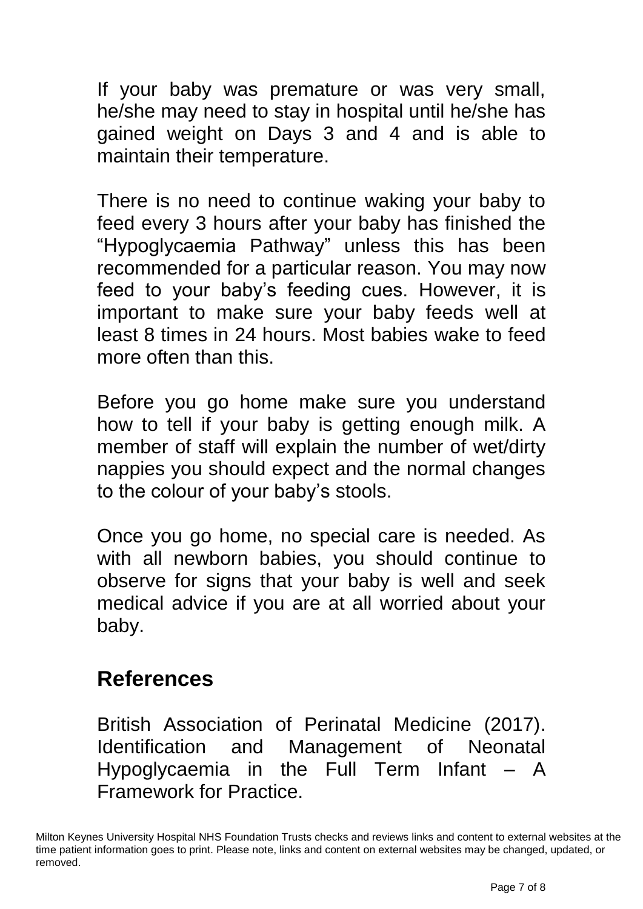If your baby was premature or was very small, he/she may need to stay in hospital until he/she has gained weight on Days 3 and 4 and is able to maintain their temperature.

There is no need to continue waking your baby to feed every 3 hours after your baby has finished the "Hypoglycaemia Pathway" unless this has been recommended for a particular reason. You may now feed to your baby's feeding cues. However, it is important to make sure your baby feeds well at least 8 times in 24 hours. Most babies wake to feed more often than this.

Before you go home make sure you understand how to tell if your baby is getting enough milk. A member of staff will explain the number of wet/dirty nappies you should expect and the normal changes to the colour of your baby's stools.

Once you go home, no special care is needed. As with all newborn babies, you should continue to observe for signs that your baby is well and seek medical advice if you are at all worried about your baby.

## References

British Association of Perinatal Medicine (2017). Identification and Management of Neonatal Hypoglycaemia in the Full Term Infant – A Framework for Practice.

Milton Keynes University Hospital NHS Foundation Trusts checks and reviews links and content to external websites at the time patient information goes to print. Please note, links and content on external websites may be changed, updated, or removed.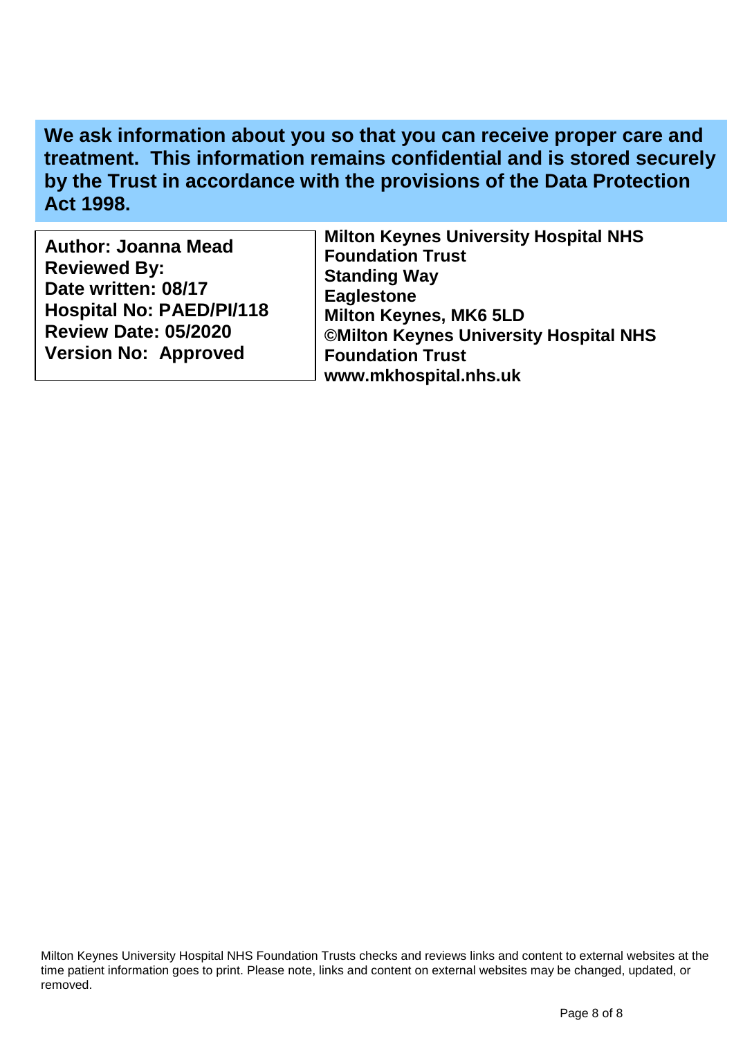**We ask information about you so that you can receive proper care and treatment. This information remains confidential and is stored securely by the Trust in accordance with the provisions of the Data Protection Act 1998.**

**Author: Joanna Mead**
**Reviewed By:**
**Date written: 08/17**
**Hospital No: PAED/PI/118**
**Review Date: 05/2020**
**Version No: Approved**

**Milton Keynes University Hospital NHS Foundation Trust**
**Standing Way**
**Eaglestone**
**Milton Keynes, MK6 5LD**
**©Milton Keynes University Hospital NHS Foundation Trust**
**www.mkhospital.nhs.uk**

Milton Keynes University Hospital NHS Foundation Trusts checks and reviews links and content to external websites at the time patient information goes to print. Please note, links and content on external websites may be changed, updated, or removed.